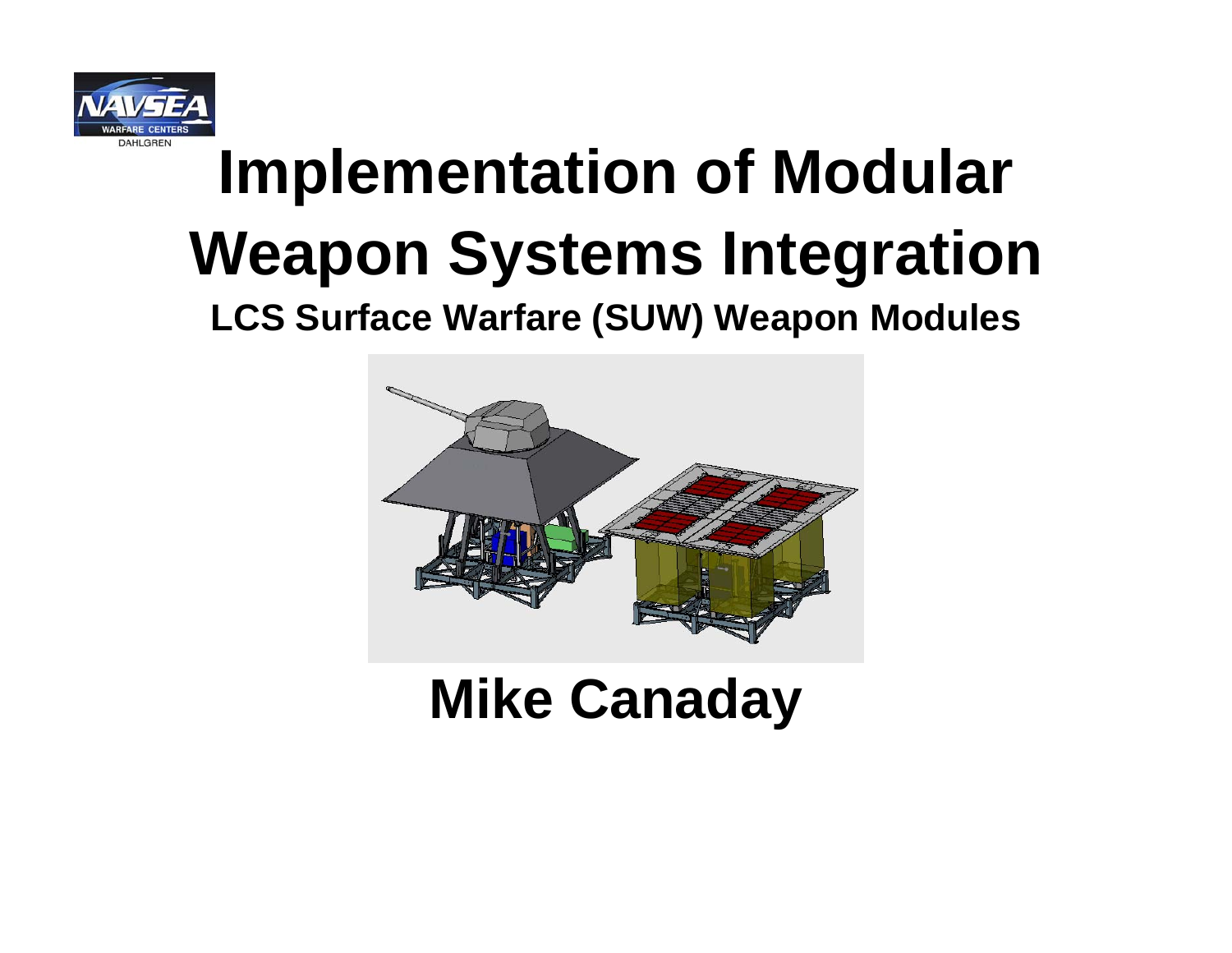NAVSEA WARFARE CENTERS DAHLGREN

# Implementation of Modular Weapon Systems Integration

## LCS Surface Warfare (SUW) Weapon Modules

**Mike Canaday**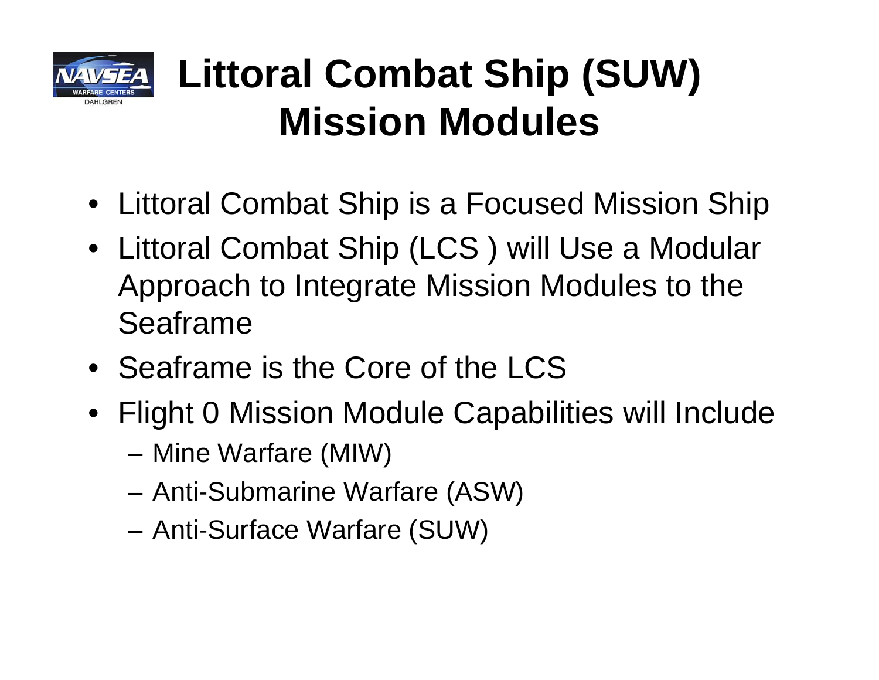# Littoral Combat Ship (SUW) Mission Modules

- Littoral Combat Ship is a Focused Mission Ship
- Littoral Combat Ship (LCS ) will Use a Modular Approach to Integrate Mission Modules to the Seaframe
- Seaframe is the Core of the LCS
- Flight 0 Mission Module Capabilities will Include
  - Mine Warfare (MIW)
  - Anti-Submarine Warfare (ASW)
  - Anti-Surface Warfare (SUW)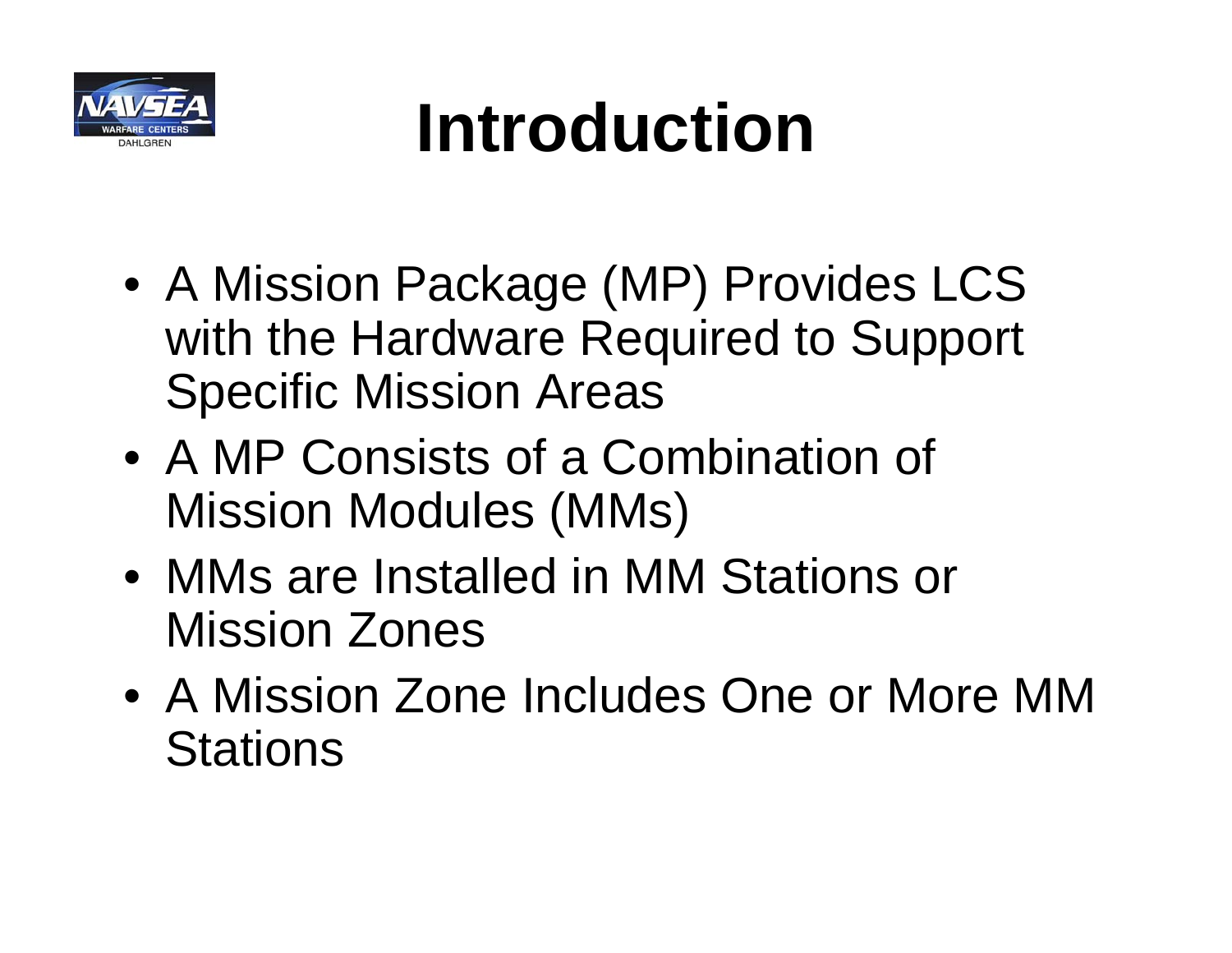# Introduction

- A Mission Package (MP) Provides LCS with the Hardware Required to Support Specific Mission Areas
- A MP Consists of a Combination of Mission Modules (MMs)
- MMs are Installed in MM Stations or Mission Zones
- A Mission Zone Includes One or More MM Stations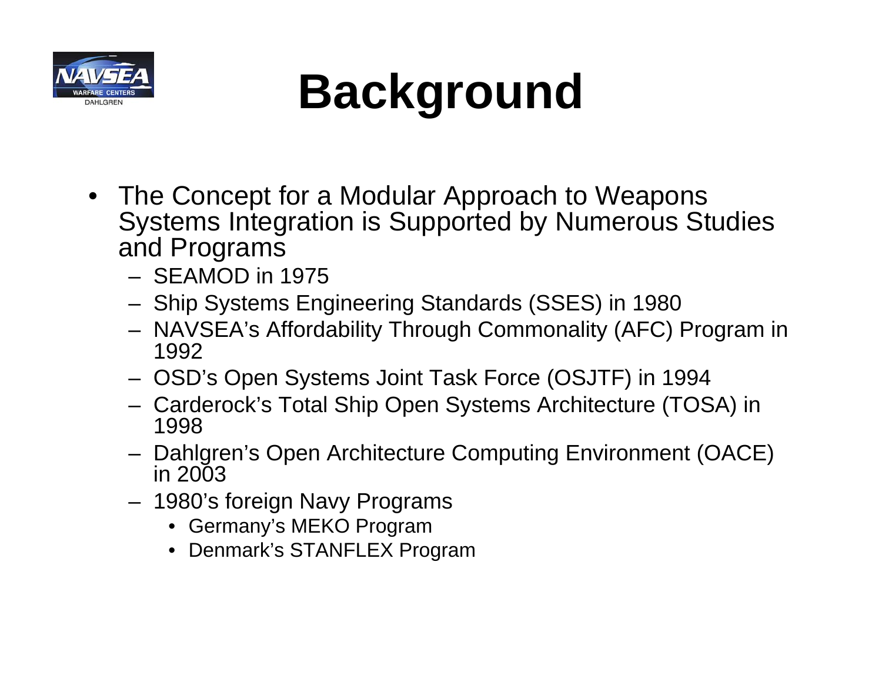# Background

- The Concept for a Modular Approach to Weapons Systems Integration is Supported by Numerous Studies and Programs
  - SEAMOD in 1975
  - Ship Systems Engineering Standards (SSES) in 1980
  - NAVSEA's Affordability Through Commonality (AFC) Program in 1992
  - OSD's Open Systems Joint Task Force (OSJTF) in 1994
  - Carderock's Total Ship Open Systems Architecture (TOSA) in 1998
  - Dahlgren's Open Architecture Computing Environment (OACE) in 2003
  - 1980's foreign Navy Programs
    - Germany's MEKO Program
    - Denmark's STANFLEX Program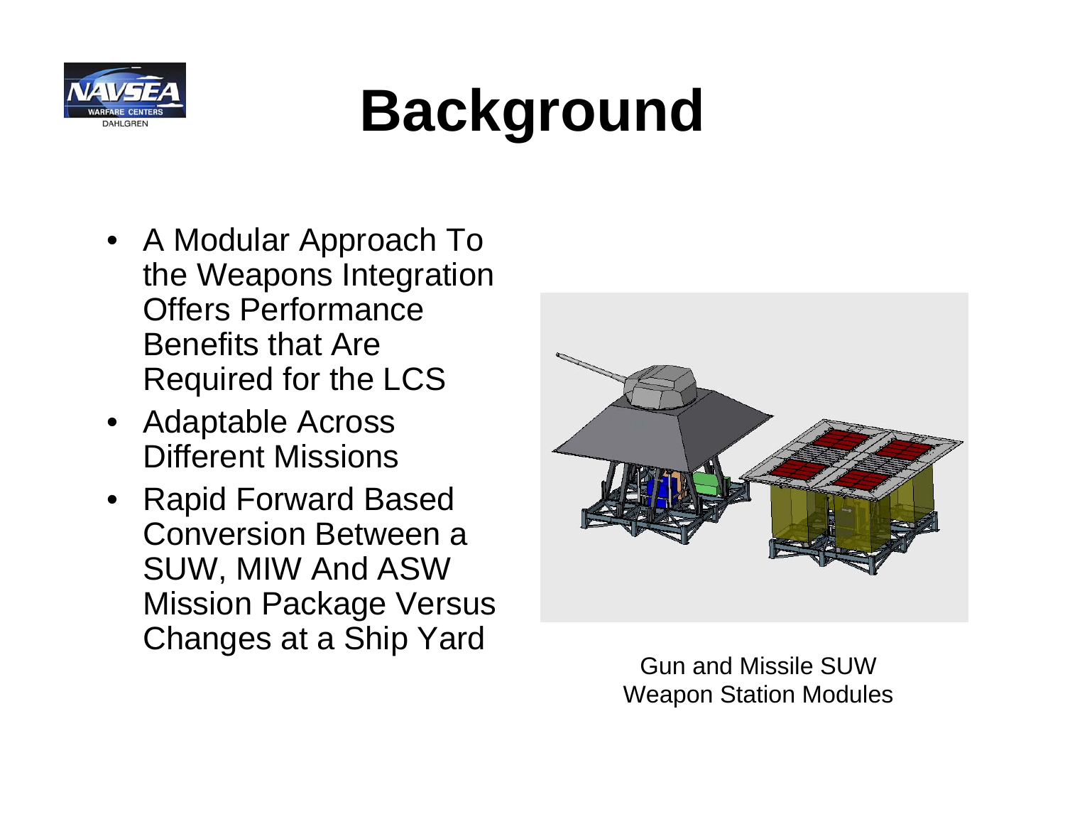# Background

- A Modular Approach To the Weapons Integration Offers Performance Benefits that Are Required for the LCS
- Adaptable Across Different Missions
- Rapid Forward Based Conversion Between a SUW, MIW And ASW Mission Package Versus Changes at a Ship Yard

Gun and Missile SUW Weapon Station Modules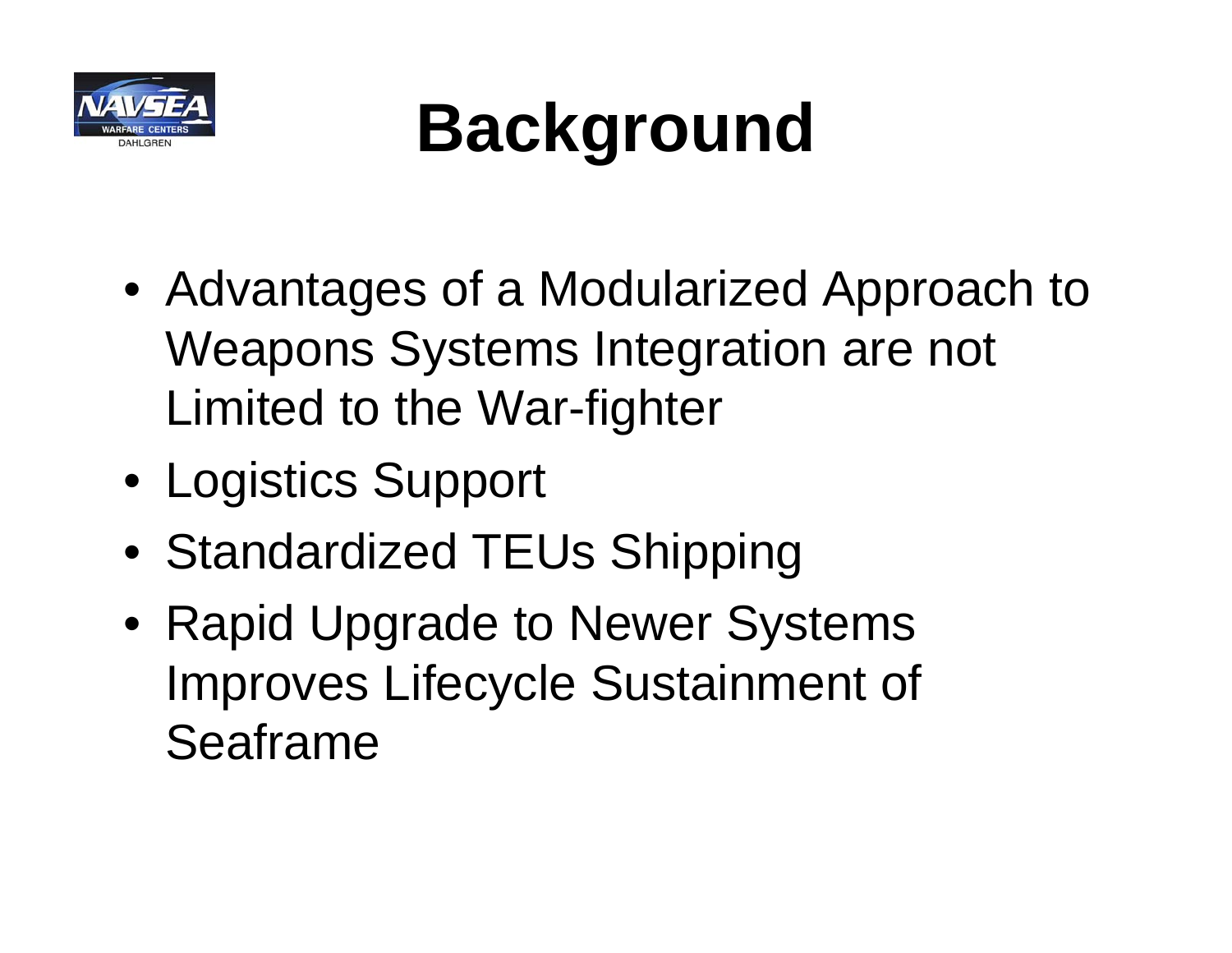# Background

- Advantages of a Modularized Approach to Weapons Systems Integration are not Limited to the War-fighter
- Logistics Support
- Standardized TEUs Shipping
- Rapid Upgrade to Newer Systems Improves Lifecycle Sustainment of Seaframe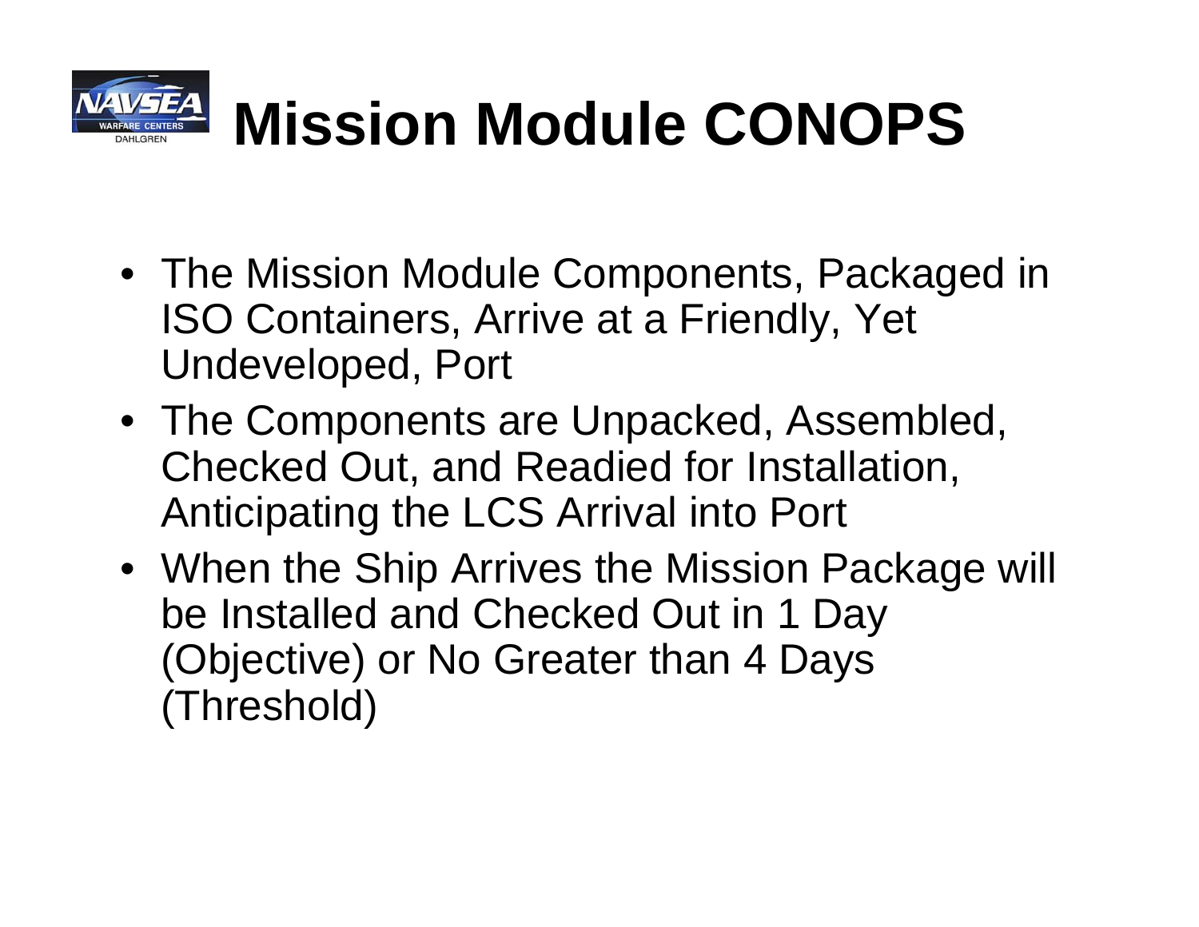# Mission Module CONOPS

- The Mission Module Components, Packaged in ISO Containers, Arrive at a Friendly, Yet Undeveloped, Port
- The Components are Unpacked, Assembled, Checked Out, and Readied for Installation, Anticipating the LCS Arrival into Port
- When the Ship Arrives the Mission Package will be Installed and Checked Out in 1 Day (Objective) or No Greater than 4 Days (Threshold)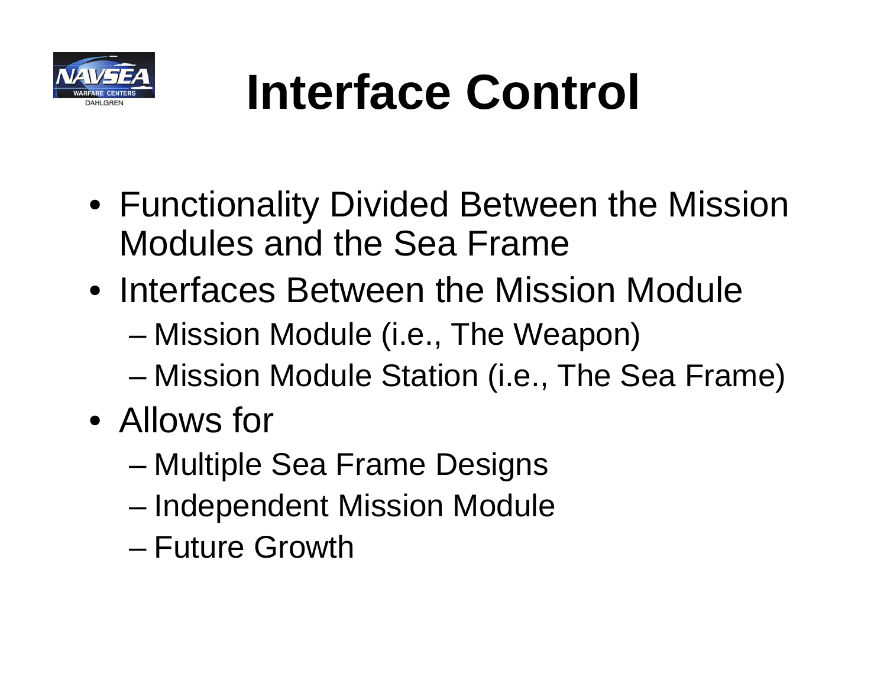# Interface Control

- Functionality Divided Between the Mission Modules and the Sea Frame
- Interfaces Between the Mission Module
  - Mission Module (i.e., The Weapon)
  - Mission Module Station (i.e., The Sea Frame)
- Allows for
  - Multiple Sea Frame Designs
  - Independent Mission Module
  - Future Growth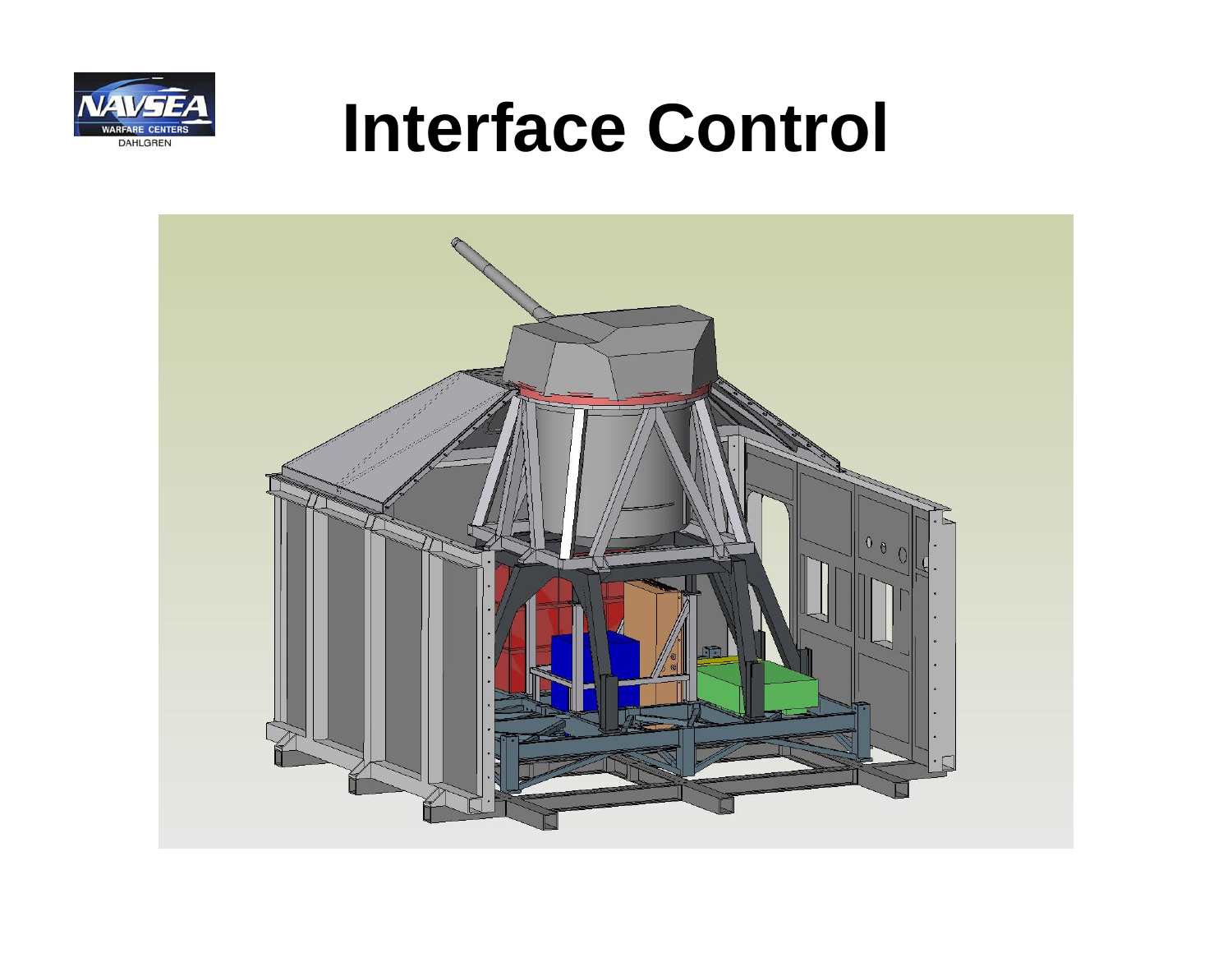# Interface Control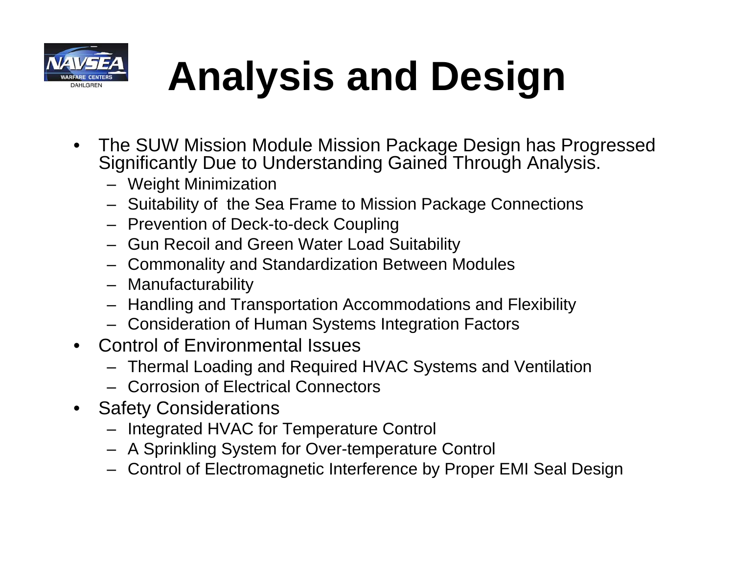# Analysis and Design

- The SUW Mission Module Mission Package Design has Progressed Significantly Due to Understanding Gained Through Analysis.
  - Weight Minimization
  - Suitability of the Sea Frame to Mission Package Connections
  - Prevention of Deck-to-deck Coupling
  - Gun Recoil and Green Water Load Suitability
  - Commonality and Standardization Between Modules
  - Manufacturability
  - Handling and Transportation Accommodations and Flexibility
  - Consideration of Human Systems Integration Factors
- Control of Environmental Issues
  - Thermal Loading and Required HVAC Systems and Ventilation
  - Corrosion of Electrical Connectors
- Safety Considerations
  - Integrated HVAC for Temperature Control
  - A Sprinkling System for Over-temperature Control
  - Control of Electromagnetic Interference by Proper EMI Seal Design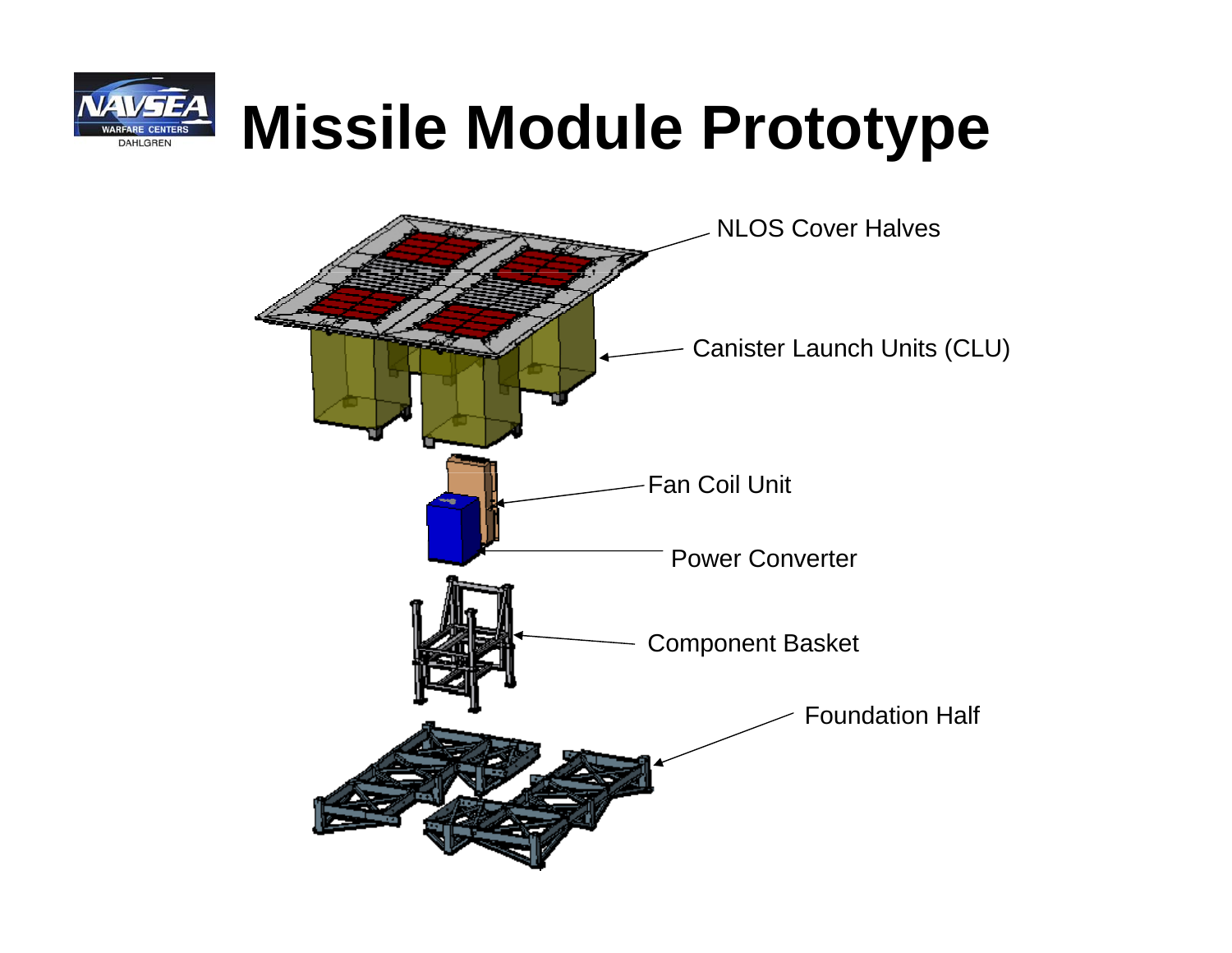# Missile Module Prototype

- NLOS Cover Halves
- Canister Launch Units (CLU)
- Fan Coil Unit
- Power Converter
- Component Basket
- Foundation Half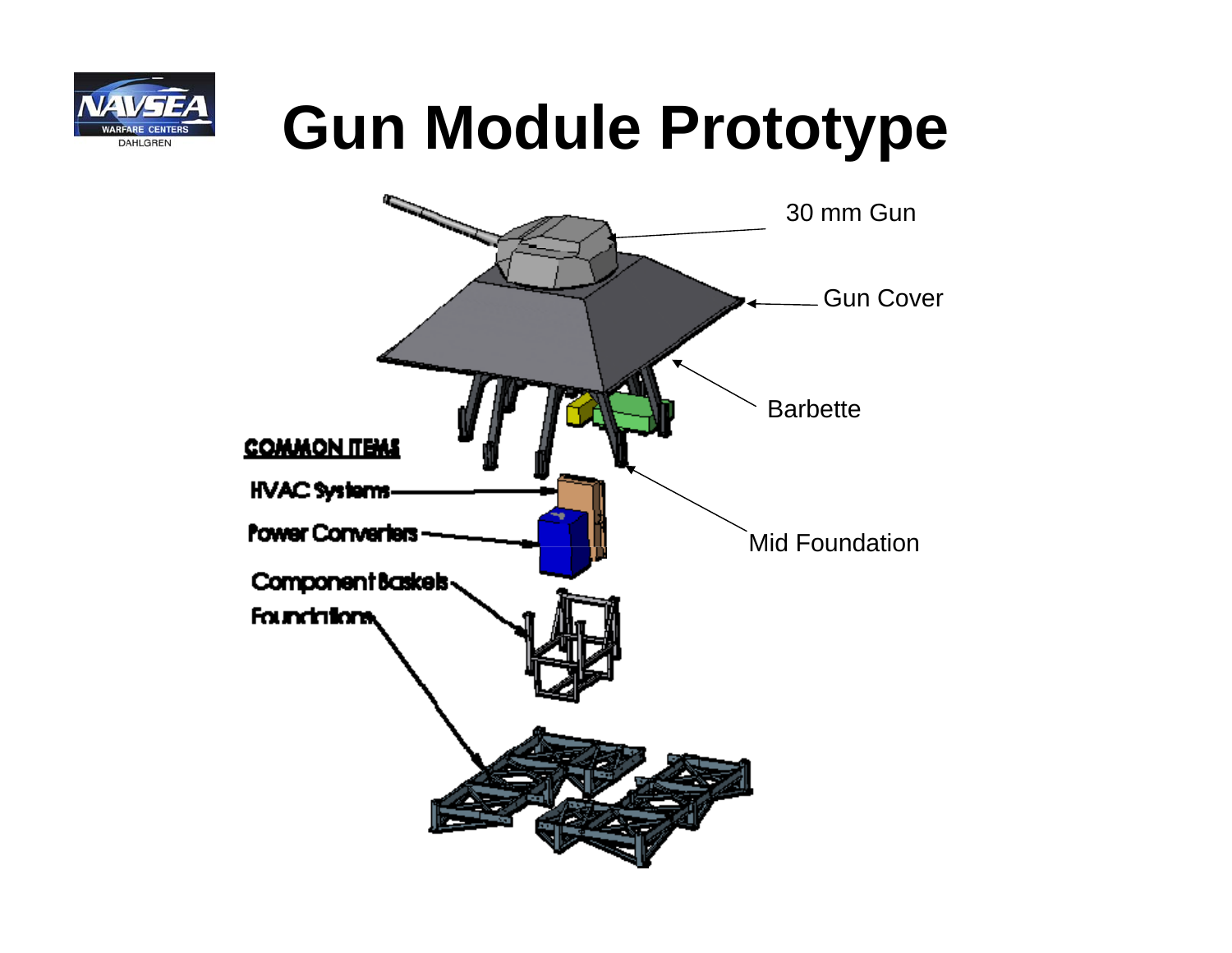# Gun Module Prototype

30 mm Gun

Gun Cover

Barbette

Mid Foundation

**COMMON ITEMS**

HVAC Systems

Power Converters

Component Baskets

Foundations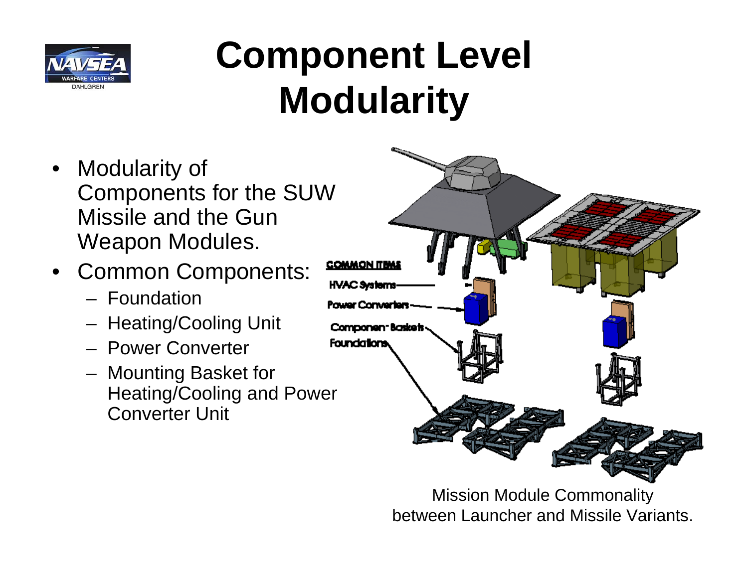# Component Level Modularity

- Modularity of Components for the SUW Missile and the Gun Weapon Modules.
- Common Components:
  - Foundation
  - Heating/Cooling Unit
  - Power Converter
  - Mounting Basket for Heating/Cooling and Power Converter Unit

COMMON ITEMS

HVAC Systems

Power Converters

Component Baskets

Foundations

Mission Module Commonality between Launcher and Missile Variants.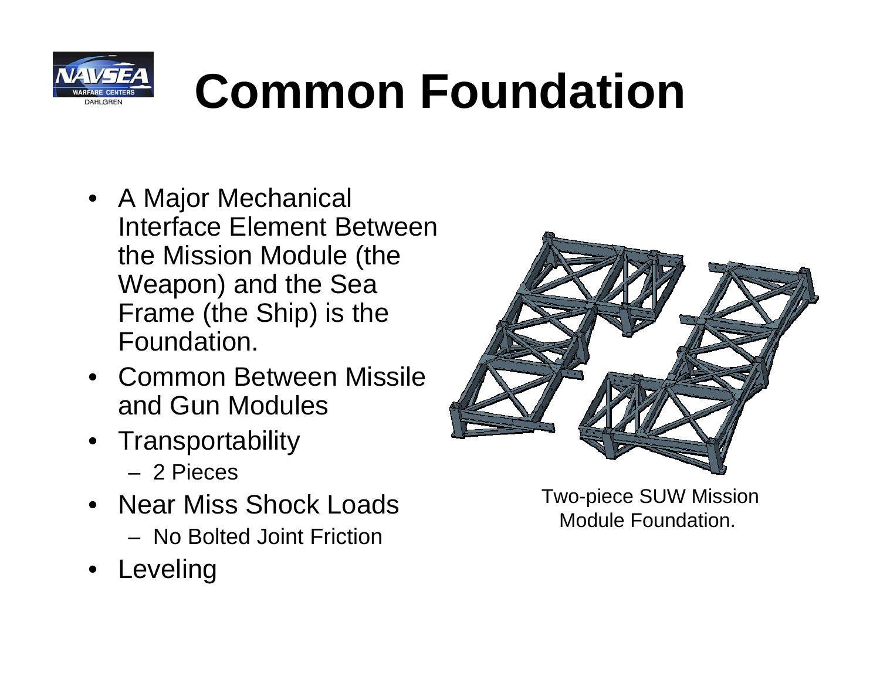# Common Foundation

- A Major Mechanical Interface Element Between the Mission Module (the Weapon) and the Sea Frame (the Ship) is the Foundation.
- Common Between Missile and Gun Modules
- Transportability
  - 2 Pieces
- Near Miss Shock Loads
  - No Bolted Joint Friction
- Leveling

Two-piece SUW Mission Module Foundation.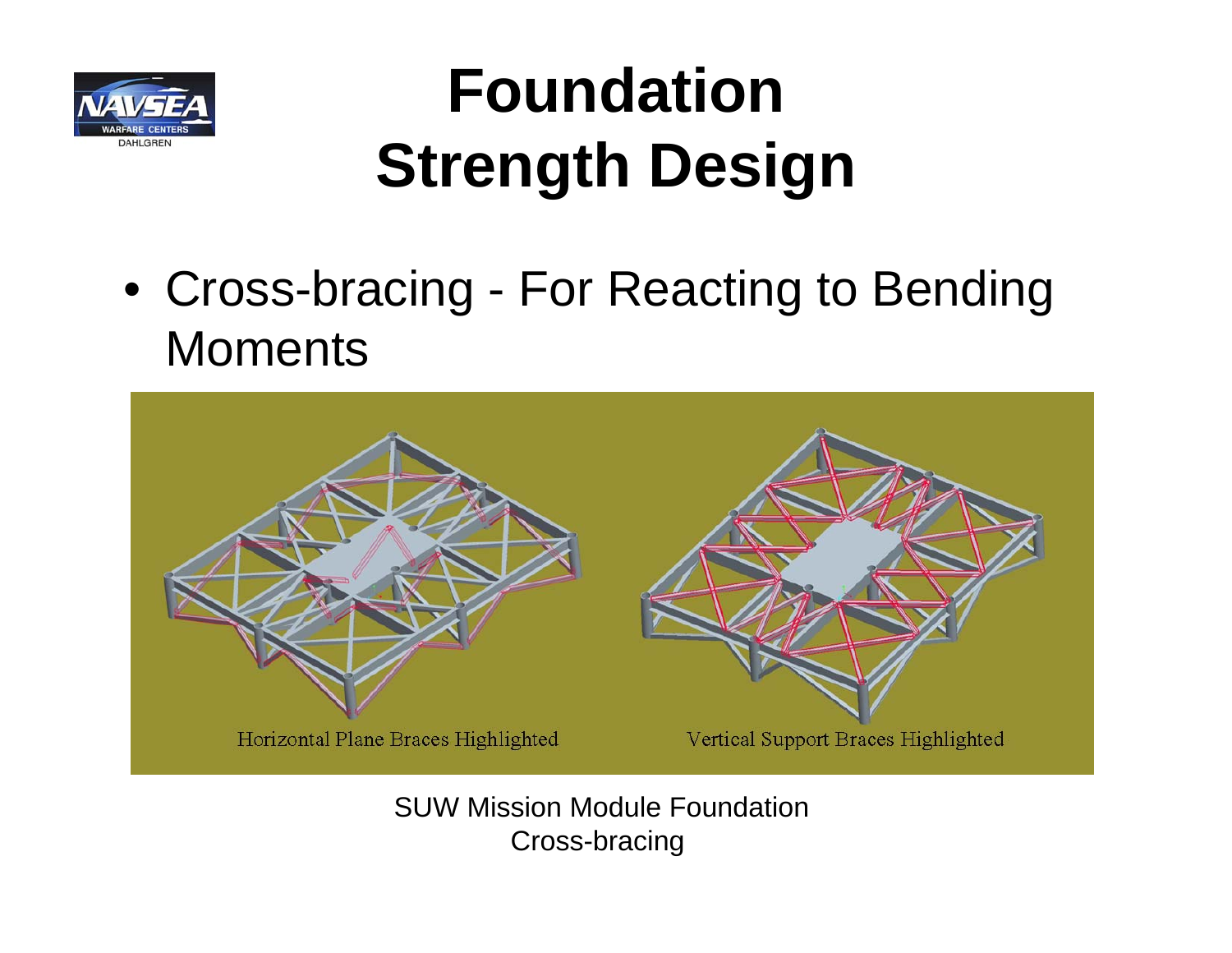# Foundation Strength Design

- Cross-bracing - For Reacting to Bending Moments

Horizontal Plane Braces Highlighted

Vertical Support Braces Highlighted

SUW Mission Module Foundation
Cross-bracing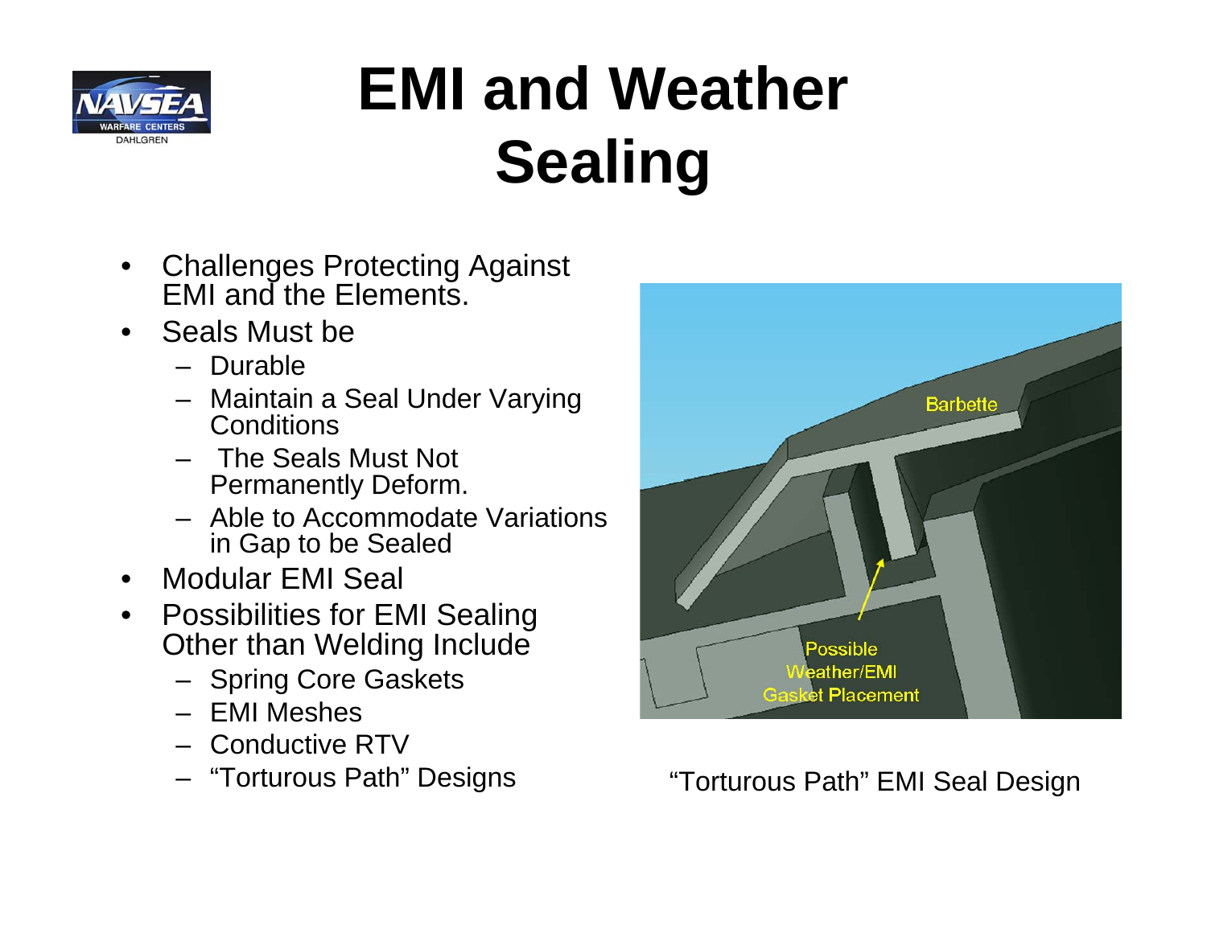# EMI and Weather Sealing

- Challenges Protecting Against EMI and the Elements.
- Seals Must be
  - Durable
  - Maintain a Seal Under Varying Conditions
  - The Seals Must Not Permanently Deform.
  - Able to Accommodate Variations in Gap to be Sealed
- Modular EMI Seal
- Possibilities for EMI Sealing Other than Welding Include
  - Spring Core Gaskets
  - EMI Meshes
  - Conductive RTV
  - "Torturous Path" Designs

Barbette

Possible Weather/EMI Gasket Placement

"Torturous Path" EMI Seal Design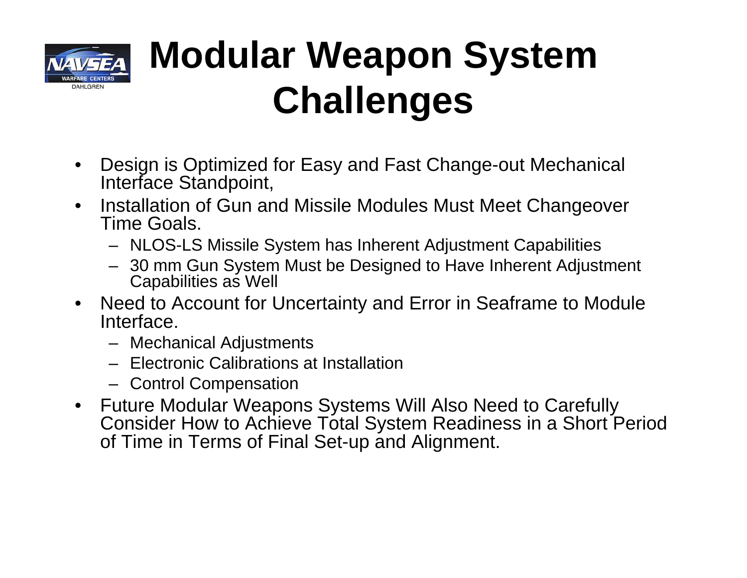# Modular Weapon System Challenges

- Design is Optimized for Easy and Fast Change-out Mechanical Interface Standpoint,
- Installation of Gun and Missile Modules Must Meet Changeover Time Goals.
  - NLOS-LS Missile System has Inherent Adjustment Capabilities
  - 30 mm Gun System Must be Designed to Have Inherent Adjustment Capabilities as Well
- Need to Account for Uncertainty and Error in Seaframe to Module Interface.
  - Mechanical Adjustments
  - Electronic Calibrations at Installation
  - Control Compensation
- Future Modular Weapons Systems Will Also Need to Carefully Consider How to Achieve Total System Readiness in a Short Period of Time in Terms of Final Set-up and Alignment.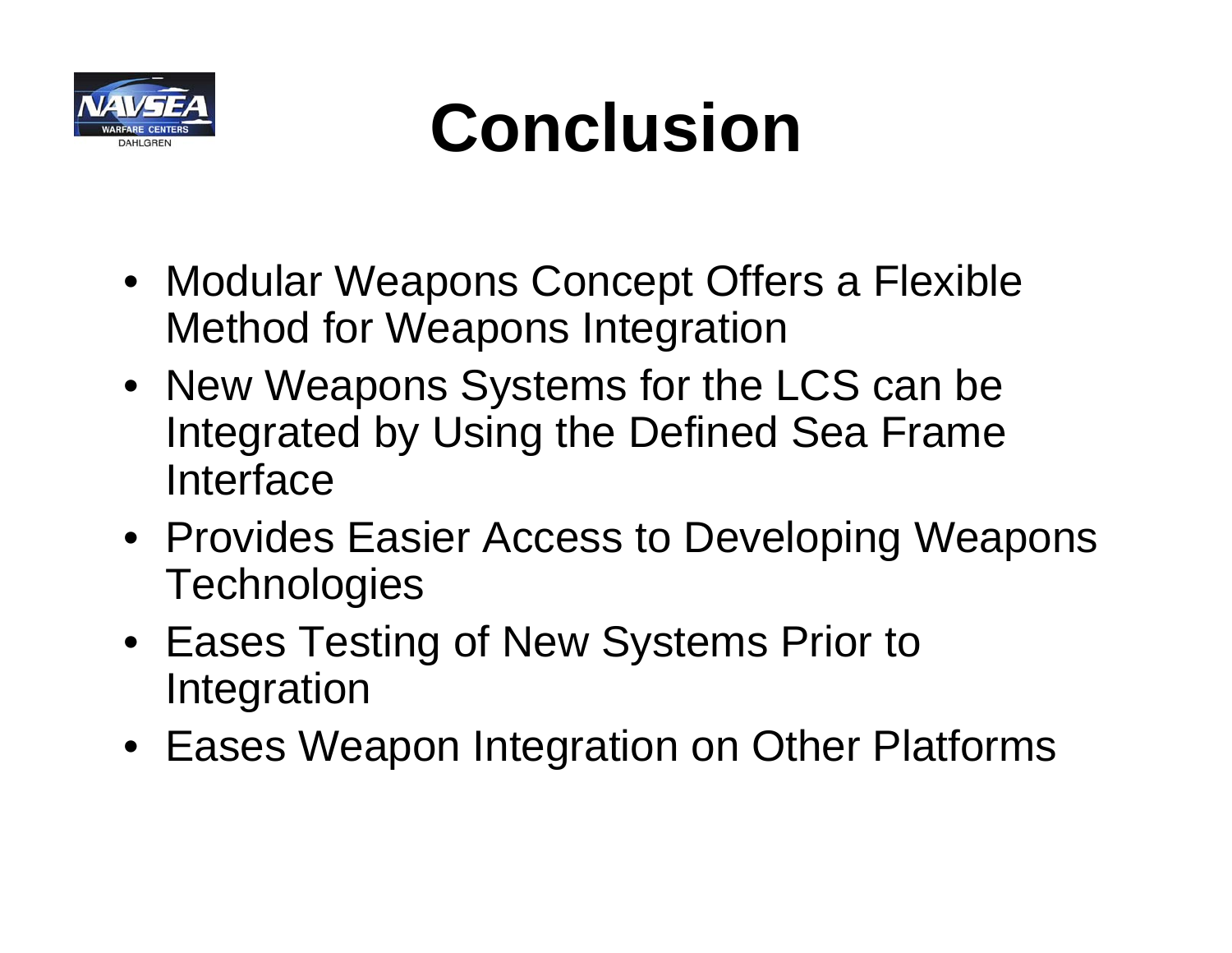# Conclusion

- Modular Weapons Concept Offers a Flexible Method for Weapons Integration
- New Weapons Systems for the LCS can be Integrated by Using the Defined Sea Frame Interface
- Provides Easier Access to Developing Weapons Technologies
- Eases Testing of New Systems Prior to Integration
- Eases Weapon Integration on Other Platforms